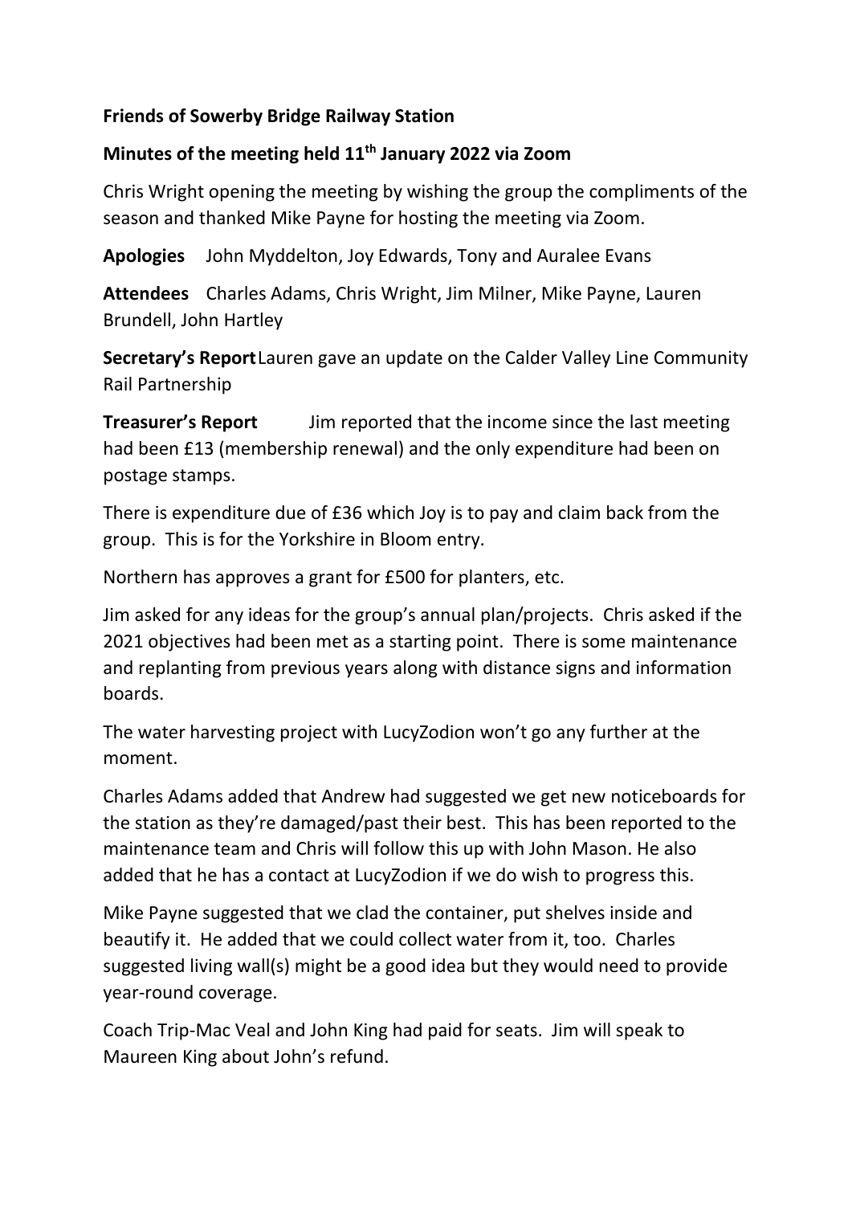**Friends of Sowerby Bridge Railway Station**

**Minutes of the meeting held 11th January 2022 via Zoom**

Chris Wright opening the meeting by wishing the group the compliments of the season and thanked Mike Payne for hosting the meeting via Zoom.

**Apologies** John Myddelton, Joy Edwards, Tony and Auralee Evans

**Attendees** Charles Adams, Chris Wright, Jim Milner, Mike Payne, Lauren Brundell, John Hartley

**Secretary's Report** Lauren gave an update on the Calder Valley Line Community Rail Partnership

**Treasurer's Report** Jim reported that the income since the last meeting had been £13 (membership renewal) and the only expenditure had been on postage stamps.

There is expenditure due of £36 which Joy is to pay and claim back from the group. This is for the Yorkshire in Bloom entry.

Northern has approves a grant for £500 for planters, etc.

Jim asked for any ideas for the group's annual plan/projects. Chris asked if the 2021 objectives had been met as a starting point. There is some maintenance and replanting from previous years along with distance signs and information boards.

The water harvesting project with LucyZodion won't go any further at the moment.

Charles Adams added that Andrew had suggested we get new noticeboards for the station as they're damaged/past their best. This has been reported to the maintenance team and Chris will follow this up with John Mason. He also added that he has a contact at LucyZodion if we do wish to progress this.

Mike Payne suggested that we clad the container, put shelves inside and beautify it. He added that we could collect water from it, too. Charles suggested living wall(s) might be a good idea but they would need to provide year-round coverage.

Coach Trip-Mac Veal and John King had paid for seats. Jim will speak to Maureen King about John's refund.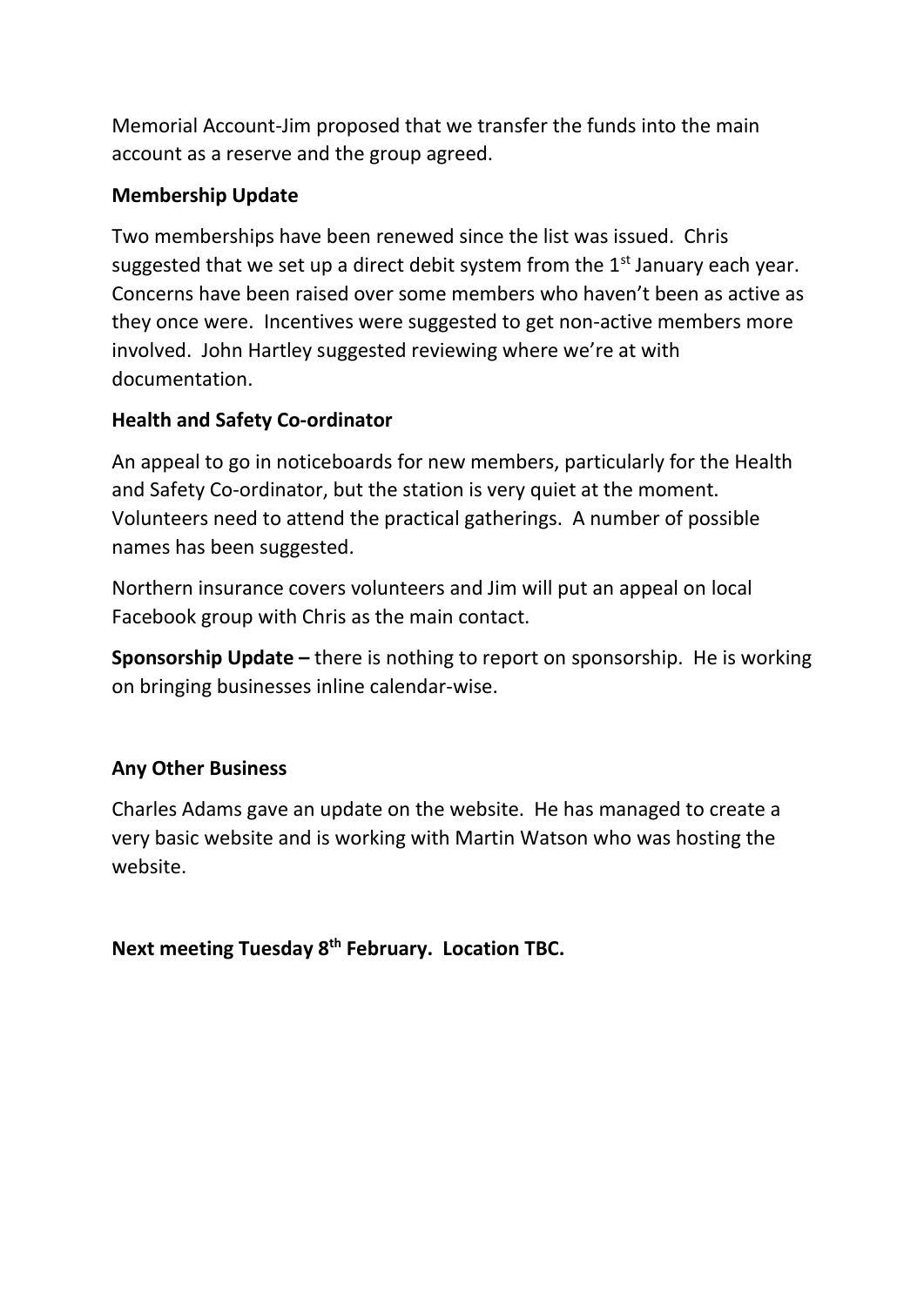Memorial Account-Jim proposed that we transfer the funds into the main account as a reserve and the group agreed.

**Membership Update**

Two memberships have been renewed since the list was issued. Chris suggested that we set up a direct debit system from the 1st January each year. Concerns have been raised over some members who haven't been as active as they once were. Incentives were suggested to get non-active members more involved. John Hartley suggested reviewing where we're at with documentation.

**Health and Safety Co-ordinator**

An appeal to go in noticeboards for new members, particularly for the Health and Safety Co-ordinator, but the station is very quiet at the moment. Volunteers need to attend the practical gatherings. A number of possible names has been suggested.

Northern insurance covers volunteers and Jim will put an appeal on local Facebook group with Chris as the main contact.

**Sponsorship Update –** there is nothing to report on sponsorship. He is working on bringing businesses inline calendar-wise.

**Any Other Business**

Charles Adams gave an update on the website. He has managed to create a very basic website and is working with Martin Watson who was hosting the website.

**Next meeting Tuesday 8th February. Location TBC.**